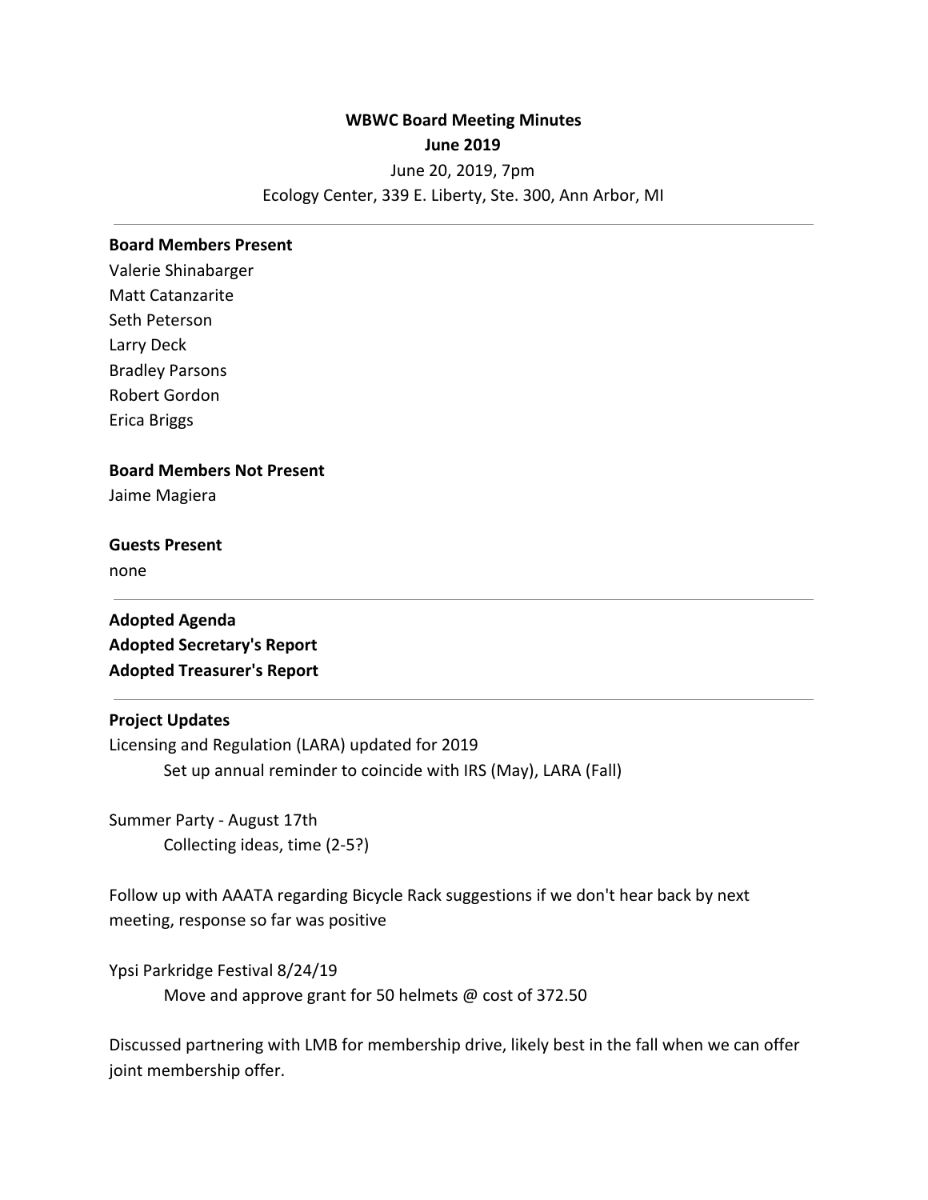**WBWC Board Meeting Minutes**
**June 2019**

June 20, 2019, 7pm
Ecology Center, 339 E. Liberty, Ste. 300, Ann Arbor, MI

---

**Board Members Present**
Valerie Shinabarger
Matt Catanzarite
Seth Peterson
Larry Deck
Bradley Parsons
Robert Gordon
Erica Briggs

**Board Members Not Present**
Jaime Magiera

**Guests Present**
none

---

**Adopted Agenda**
**Adopted Secretary's Report**
**Adopted Treasurer's Report**

---

**Project Updates**

Licensing and Regulation (LARA) updated for 2019

    Set up annual reminder to coincide with IRS (May), LARA (Fall)

Summer Party - August 17th

    Collecting ideas, time (2-5?)

Follow up with AAATA regarding Bicycle Rack suggestions if we don't hear back by next meeting, response so far was positive

Ypsi Parkridge Festival 8/24/19

    Move and approve grant for 50 helmets @ cost of 372.50

Discussed partnering with LMB for membership drive, likely best in the fall when we can offer joint membership offer.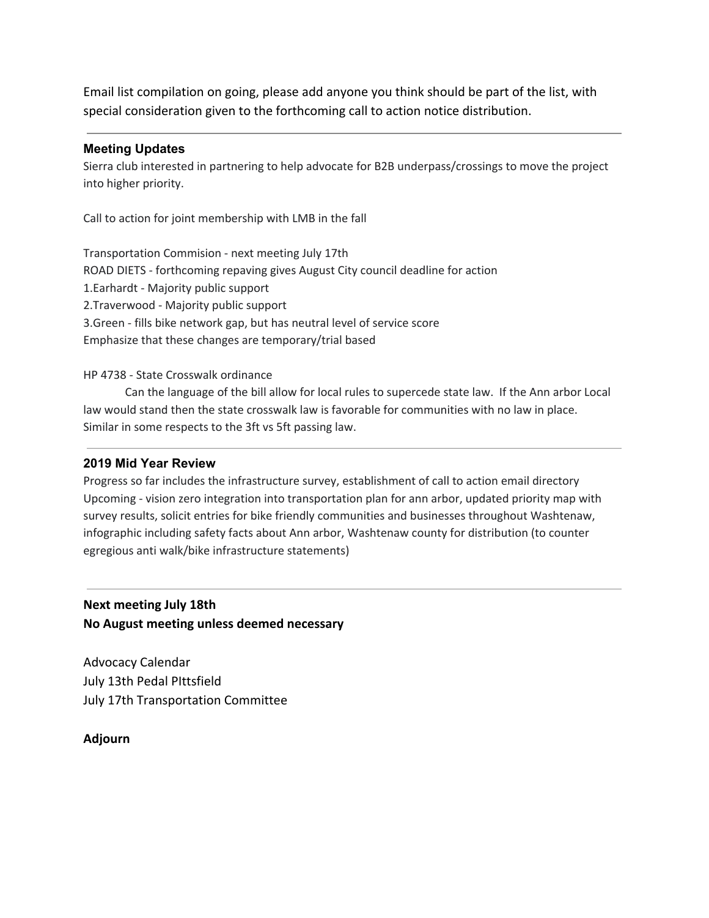Email list compilation on going, please add anyone you think should be part of the list, with special consideration given to the forthcoming call to action notice distribution.

---

### Meeting Updates

Sierra club interested in partnering to help advocate for B2B underpass/crossings to move the project into higher priority.

Call to action for joint membership with LMB in the fall

Transportation Commision - next meeting July 17th
ROAD DIETS - forthcoming repaving gives August City council deadline for action
1.Earhardt - Majority public support
2.Traverwood - Majority public support
3.Green - fills bike network gap, but has neutral level of service score
Emphasize that these changes are temporary/trial based

HP 4738 - State Crosswalk ordinance

Can the language of the bill allow for local rules to supercede state law. If the Ann arbor Local law would stand then the state crosswalk law is favorable for communities with no law in place. Similar in some respects to the 3ft vs 5ft passing law.

---

### 2019 Mid Year Review

Progress so far includes the infrastructure survey, establishment of call to action email directory
Upcoming - vision zero integration into transportation plan for ann arbor, updated priority map with survey results, solicit entries for bike friendly communities and businesses throughout Washtenaw, infographic including safety facts about Ann arbor, Washtenaw county for distribution (to counter egregious anti walk/bike infrastructure statements)

---

**Next meeting July 18th**
**No August meeting unless deemed necessary**

Advocacy Calendar
July 13th Pedal PIttsfield
July 17th Transportation Committee

**Adjourn**